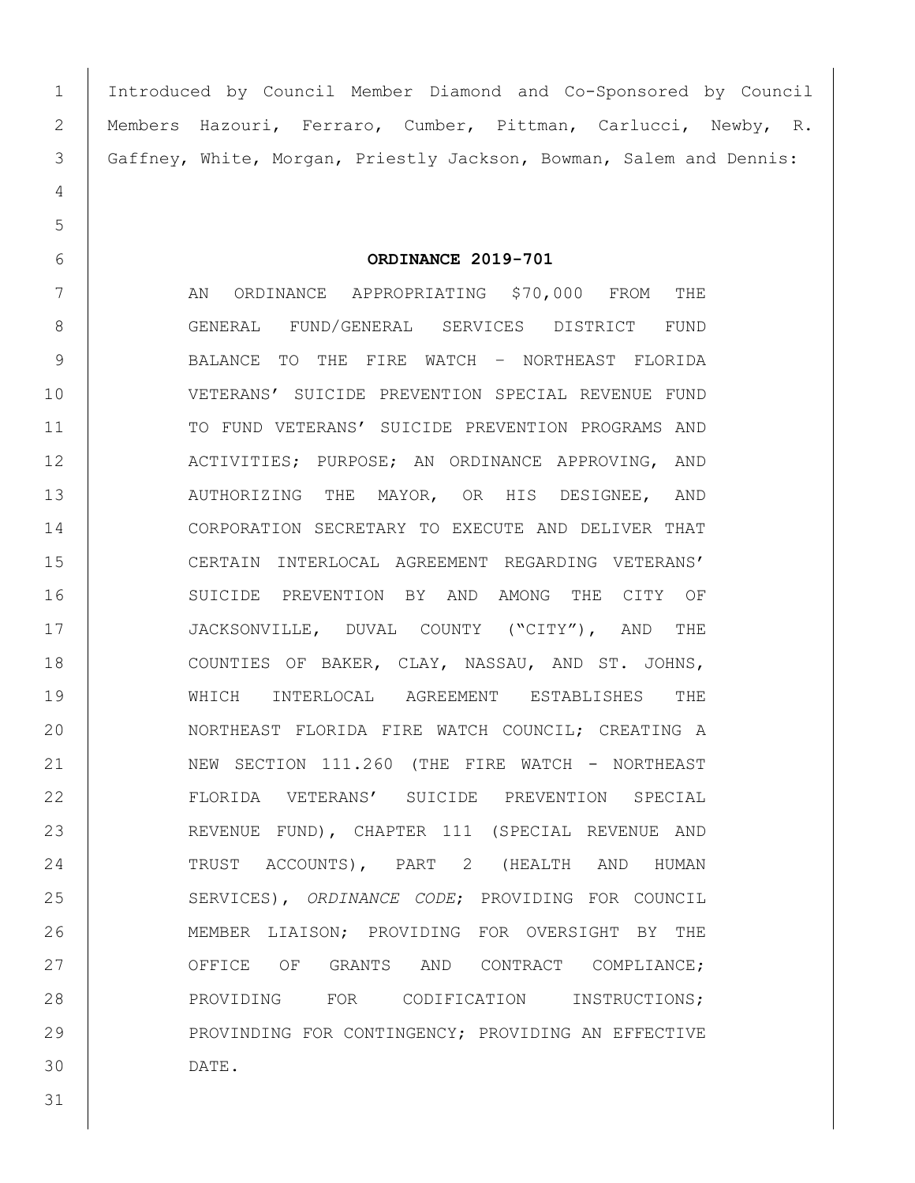Introduced by Council Member Diamond and Co-Sponsored by Council Members Hazouri, Ferraro, Cumber, Pittman, Carlucci, Newby, R. Gaffney, White, Morgan, Priestly Jackson, Bowman, Salem and Dennis:

**ORDINANCE 2019-701**

AN ORDINANCE APPROPRIATING $70,000 FROM THE GENERAL FUND/GENERAL SERVICES DISTRICT FUND BALANCE TO THE FIRE WATCH – NORTHEAST FLORIDA VETERANS' SUICIDE PREVENTION SPECIAL REVENUE FUND TO FUND VETERANS' SUICIDE PREVENTION PROGRAMS AND ACTIVITIES; PURPOSE; AN ORDINANCE APPROVING, AND AUTHORIZING THE MAYOR, OR HIS DESIGNEE, AND CORPORATION SECRETARY TO EXECUTE AND DELIVER THAT CERTAIN INTERLOCAL AGREEMENT REGARDING VETERANS' SUICIDE PREVENTION BY AND AMONG THE CITY OF JACKSONVILLE, DUVAL COUNTY ("CITY"), AND THE COUNTIES OF BAKER, CLAY, NASSAU, AND ST. JOHNS, WHICH INTERLOCAL AGREEMENT ESTABLISHES THE NORTHEAST FLORIDA FIRE WATCH COUNCIL; CREATING A NEW SECTION 111.260 (THE FIRE WATCH - NORTHEAST FLORIDA VETERANS' SUICIDE PREVENTION SPECIAL REVENUE FUND), CHAPTER 111 (SPECIAL REVENUE AND TRUST ACCOUNTS), PART 2 (HEALTH AND HUMAN SERVICES), *ORDINANCE CODE*; PROVIDING FOR COUNCIL MEMBER LIAISON; PROVIDING FOR OVERSIGHT BY THE OFFICE OF GRANTS AND CONTRACT COMPLIANCE; PROVIDING FOR CODIFICATION INSTRUCTIONS; PROVINDING FOR CONTINGENCY; PROVIDING AN EFFECTIVE DATE.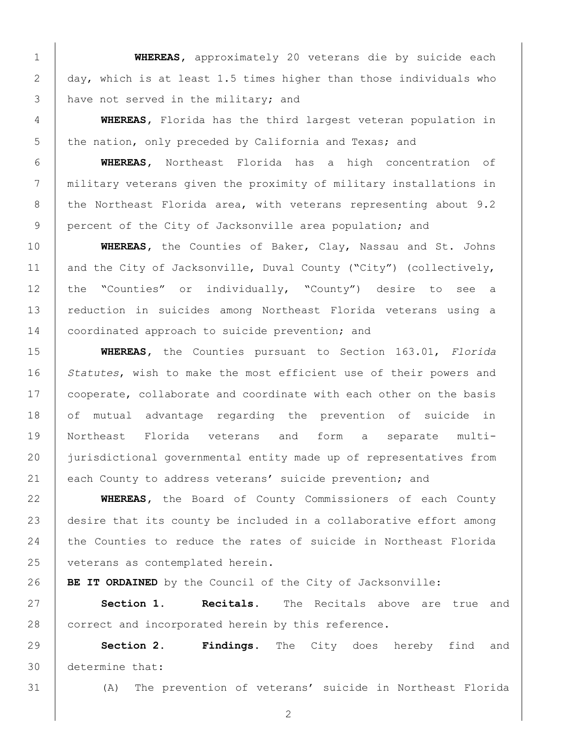**WHEREAS**, approximately 20 veterans die by suicide each day, which is at least 1.5 times higher than those individuals who have not served in the military; and

**WHEREAS**, Florida has the third largest veteran population in the nation, only preceded by California and Texas; and

**WHEREAS**, Northeast Florida has a high concentration of military veterans given the proximity of military installations in the Northeast Florida area, with veterans representing about 9.2 percent of the City of Jacksonville area population; and

**WHEREAS**, the Counties of Baker, Clay, Nassau and St. Johns and the City of Jacksonville, Duval County ("City") (collectively, the "Counties" or individually, "County") desire to see a reduction in suicides among Northeast Florida veterans using a coordinated approach to suicide prevention; and

**WHEREAS**, the Counties pursuant to Section 163.01, *Florida Statutes*, wish to make the most efficient use of their powers and cooperate, collaborate and coordinate with each other on the basis of mutual advantage regarding the prevention of suicide in Northeast Florida veterans and form a separate multi-jurisdictional governmental entity made up of representatives from each County to address veterans' suicide prevention; and

**WHEREAS**, the Board of County Commissioners of each County desire that its county be included in a collaborative effort among the Counties to reduce the rates of suicide in Northeast Florida veterans as contemplated herein.

**BE IT ORDAINED** by the Council of the City of Jacksonville:

**Section 1. Recitals.** The Recitals above are true and correct and incorporated herein by this reference.

**Section 2. Findings.** The City does hereby find and determine that:

(A) The prevention of veterans' suicide in Northeast Florida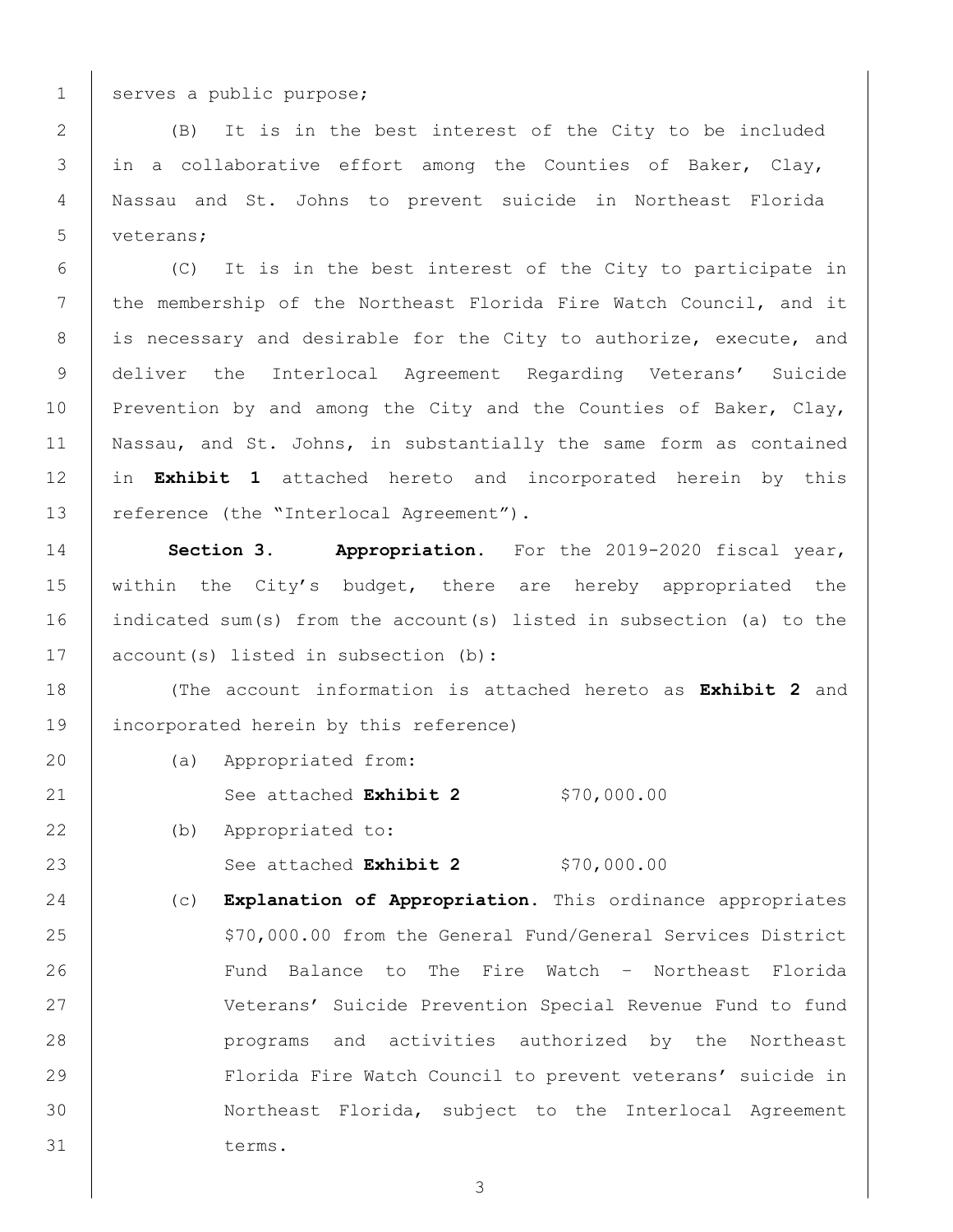serves a public purpose;

(B) It is in the best interest of the City to be included in a collaborative effort among the Counties of Baker, Clay, Nassau and St. Johns to prevent suicide in Northeast Florida veterans;

(C) It is in the best interest of the City to participate in the membership of the Northeast Florida Fire Watch Council, and it is necessary and desirable for the City to authorize, execute, and deliver the Interlocal Agreement Regarding Veterans' Suicide Prevention by and among the City and the Counties of Baker, Clay, Nassau, and St. Johns, in substantially the same form as contained in **Exhibit 1** attached hereto and incorporated herein by this reference (the "Interlocal Agreement").

**Section 3. Appropriation.** For the 2019-2020 fiscal year, within the City's budget, there are hereby appropriated the indicated sum(s) from the account(s) listed in subsection (a) to the account(s) listed in subsection (b):

(The account information is attached hereto as **Exhibit 2** and incorporated herein by this reference)

(a) Appropriated from:

See attached **Exhibit 2** $70,000.00

(b) Appropriated to:

See attached **Exhibit 2** $70,000.00

(c) **Explanation of Appropriation.** This ordinance appropriates $70,000.00 from the General Fund/General Services District Fund Balance to The Fire Watch – Northeast Florida Veterans' Suicide Prevention Special Revenue Fund to fund programs and activities authorized by the Northeast Florida Fire Watch Council to prevent veterans' suicide in Northeast Florida, subject to the Interlocal Agreement terms.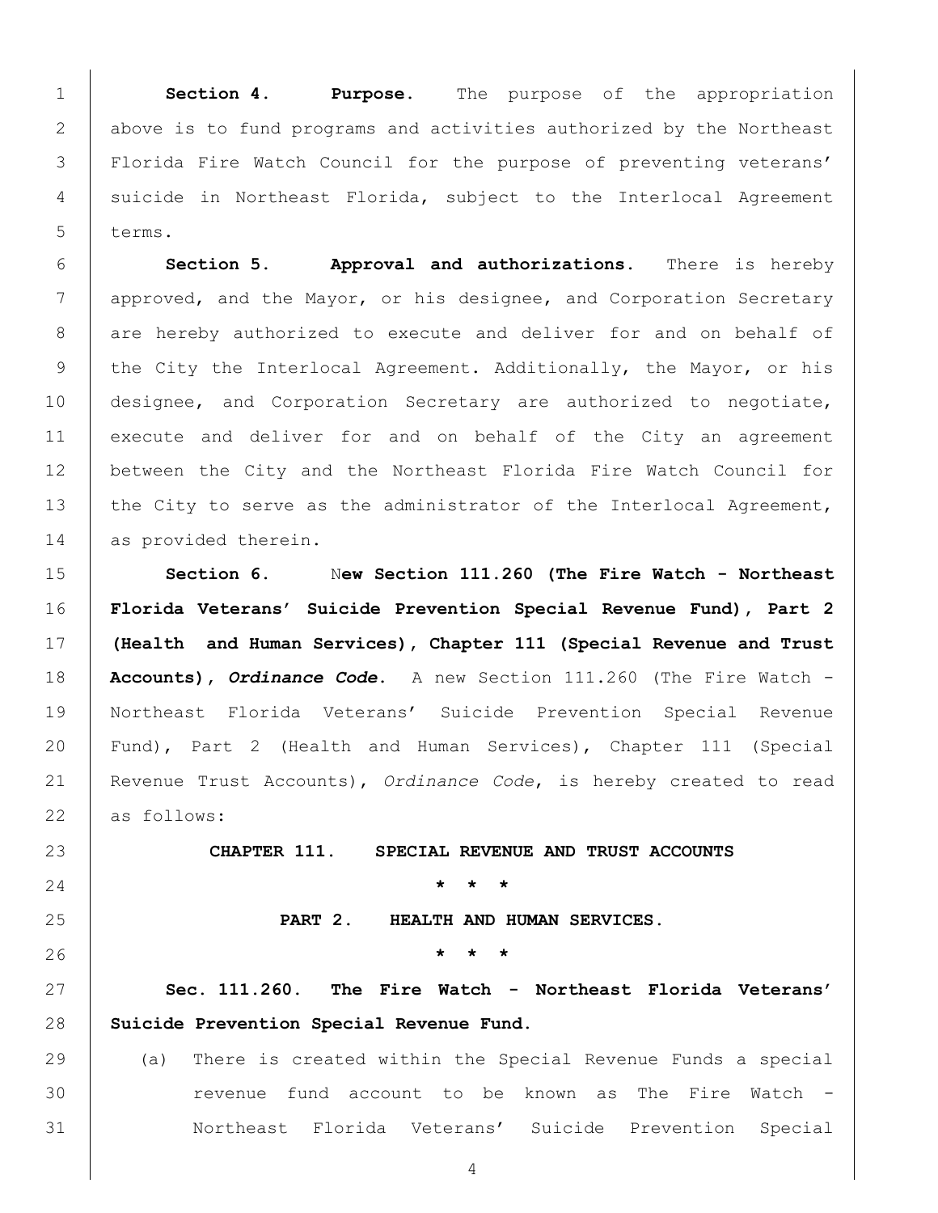**Section 4. Purpose.** The purpose of the appropriation above is to fund programs and activities authorized by the Northeast Florida Fire Watch Council for the purpose of preventing veterans' suicide in Northeast Florida, subject to the Interlocal Agreement terms.

**Section 5. Approval and authorizations.** There is hereby approved, and the Mayor, or his designee, and Corporation Secretary are hereby authorized to execute and deliver for and on behalf of the City the Interlocal Agreement. Additionally, the Mayor, or his designee, and Corporation Secretary are authorized to negotiate, execute and deliver for and on behalf of the City an agreement between the City and the Northeast Florida Fire Watch Council for the City to serve as the administrator of the Interlocal Agreement, as provided therein.

**Section 6. New Section 111.260 (The Fire Watch - Northeast Florida Veterans' Suicide Prevention Special Revenue Fund), Part 2 (Health and Human Services), Chapter 111 (Special Revenue and Trust Accounts), *Ordinance Code*.** A new Section 111.260 (The Fire Watch - Northeast Florida Veterans' Suicide Prevention Special Revenue Fund), Part 2 (Health and Human Services), Chapter 111 (Special Revenue Trust Accounts), *Ordinance Code*, is hereby created to read as follows:

**CHAPTER 111. SPECIAL REVENUE AND TRUST ACCOUNTS**

\* \* \*

**PART 2. HEALTH AND HUMAN SERVICES.**

\* \* \*

**Sec. 111.260. The Fire Watch - Northeast Florida Veterans' Suicide Prevention Special Revenue Fund.**

(a) There is created within the Special Revenue Funds a special revenue fund account to be known as The Fire Watch - Northeast Florida Veterans' Suicide Prevention Special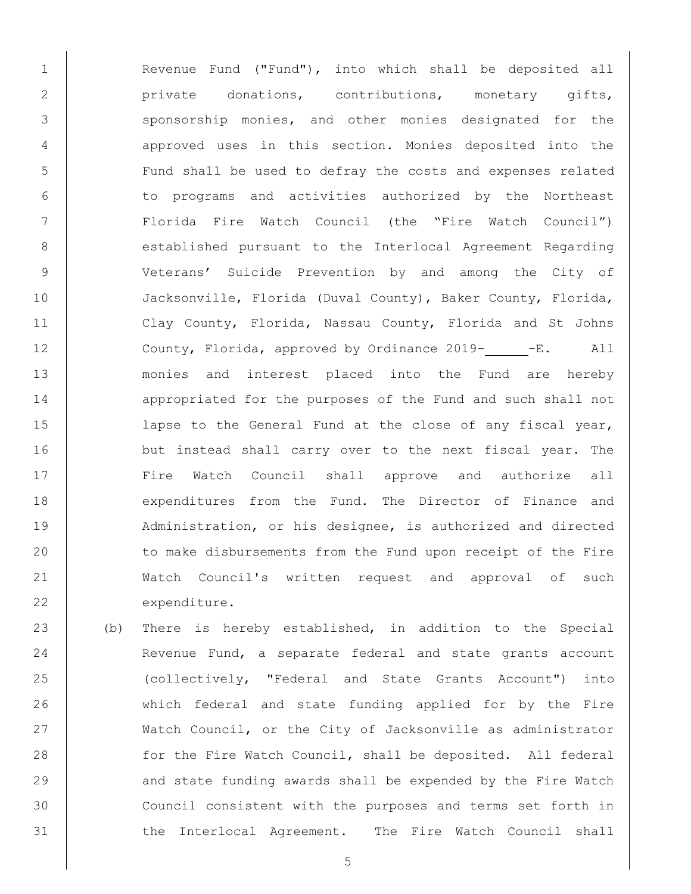Revenue Fund ("Fund"), into which shall be deposited all private donations, contributions, monetary gifts, sponsorship monies, and other monies designated for the approved uses in this section. Monies deposited into the Fund shall be used to defray the costs and expenses related to programs and activities authorized by the Northeast Florida Fire Watch Council (the "Fire Watch Council") established pursuant to the Interlocal Agreement Regarding Veterans' Suicide Prevention by and among the City of Jacksonville, Florida (Duval County), Baker County, Florida, Clay County, Florida, Nassau County, Florida and St Johns County, Florida, approved by Ordinance 2019-______-E. All monies and interest placed into the Fund are hereby appropriated for the purposes of the Fund and such shall not lapse to the General Fund at the close of any fiscal year, but instead shall carry over to the next fiscal year. The Fire Watch Council shall approve and authorize all expenditures from the Fund. The Director of Finance and Administration, or his designee, is authorized and directed to make disbursements from the Fund upon receipt of the Fire Watch Council's written request and approval of such expenditure.

(b) There is hereby established, in addition to the Special Revenue Fund, a separate federal and state grants account (collectively, "Federal and State Grants Account") into which federal and state funding applied for by the Fire Watch Council, or the City of Jacksonville as administrator for the Fire Watch Council, shall be deposited. All federal and state funding awards shall be expended by the Fire Watch Council consistent with the purposes and terms set forth in the Interlocal Agreement. The Fire Watch Council shall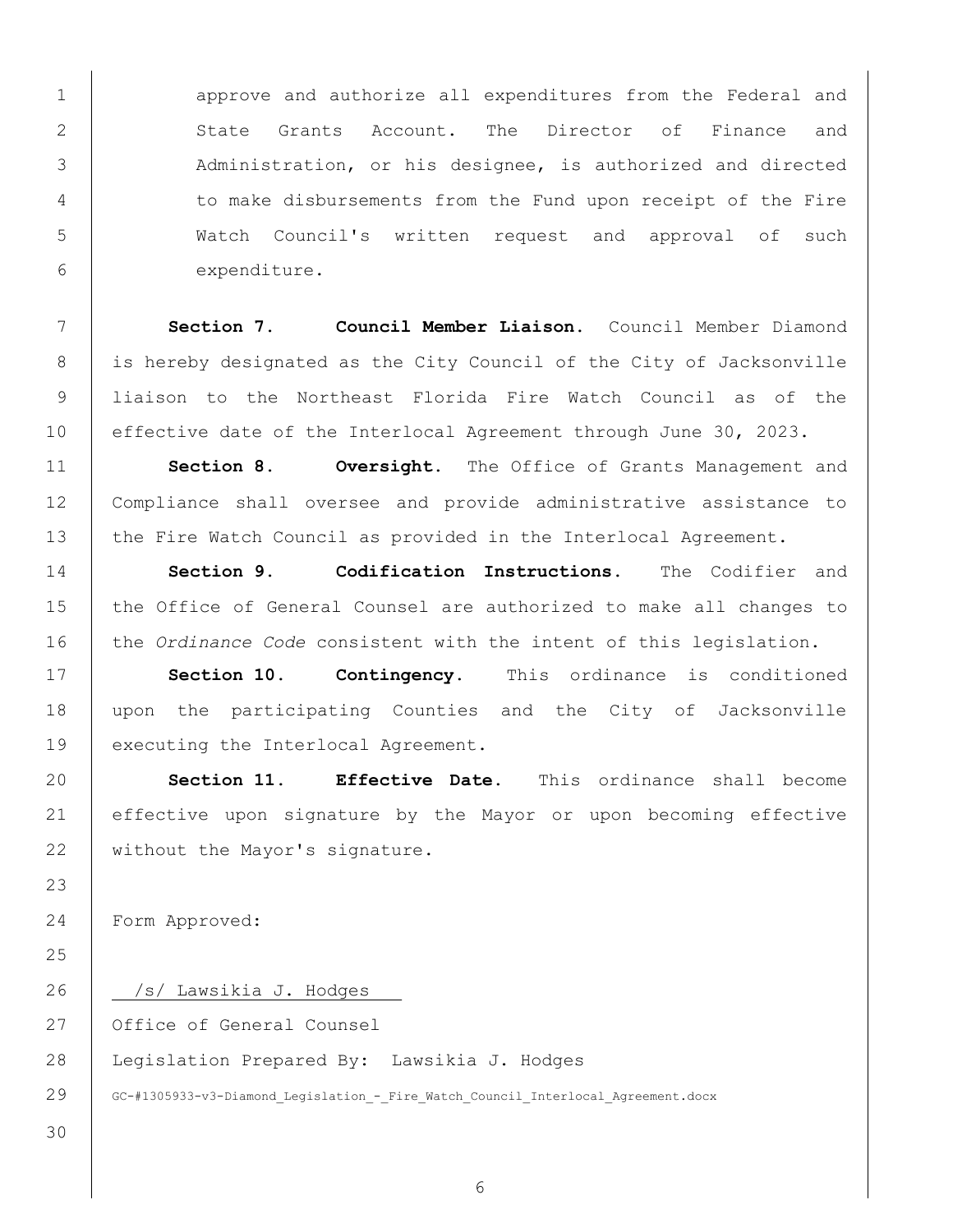approve and authorize all expenditures from the Federal and State Grants Account. The Director of Finance and Administration, or his designee, is authorized and directed to make disbursements from the Fund upon receipt of the Fire Watch Council's written request and approval of such expenditure.

**Section 7. Council Member Liaison.** Council Member Diamond is hereby designated as the City Council of the City of Jacksonville liaison to the Northeast Florida Fire Watch Council as of the effective date of the Interlocal Agreement through June 30, 2023.

**Section 8. Oversight.** The Office of Grants Management and Compliance shall oversee and provide administrative assistance to the Fire Watch Council as provided in the Interlocal Agreement.

**Section 9. Codification Instructions.** The Codifier and the Office of General Counsel are authorized to make all changes to the *Ordinance Code* consistent with the intent of this legislation.

**Section 10. Contingency.** This ordinance is conditioned upon the participating Counties and the City of Jacksonville executing the Interlocal Agreement.

**Section 11. Effective Date.** This ordinance shall become effective upon signature by the Mayor or upon becoming effective without the Mayor's signature.

Form Approved:

/s/ Lawsikia J. Hodges

Office of General Counsel

Legislation Prepared By: Lawsikia J. Hodges

GC-#1305933-v3-Diamond_Legislation_-_Fire_Watch_Council_Interlocal_Agreement.docx